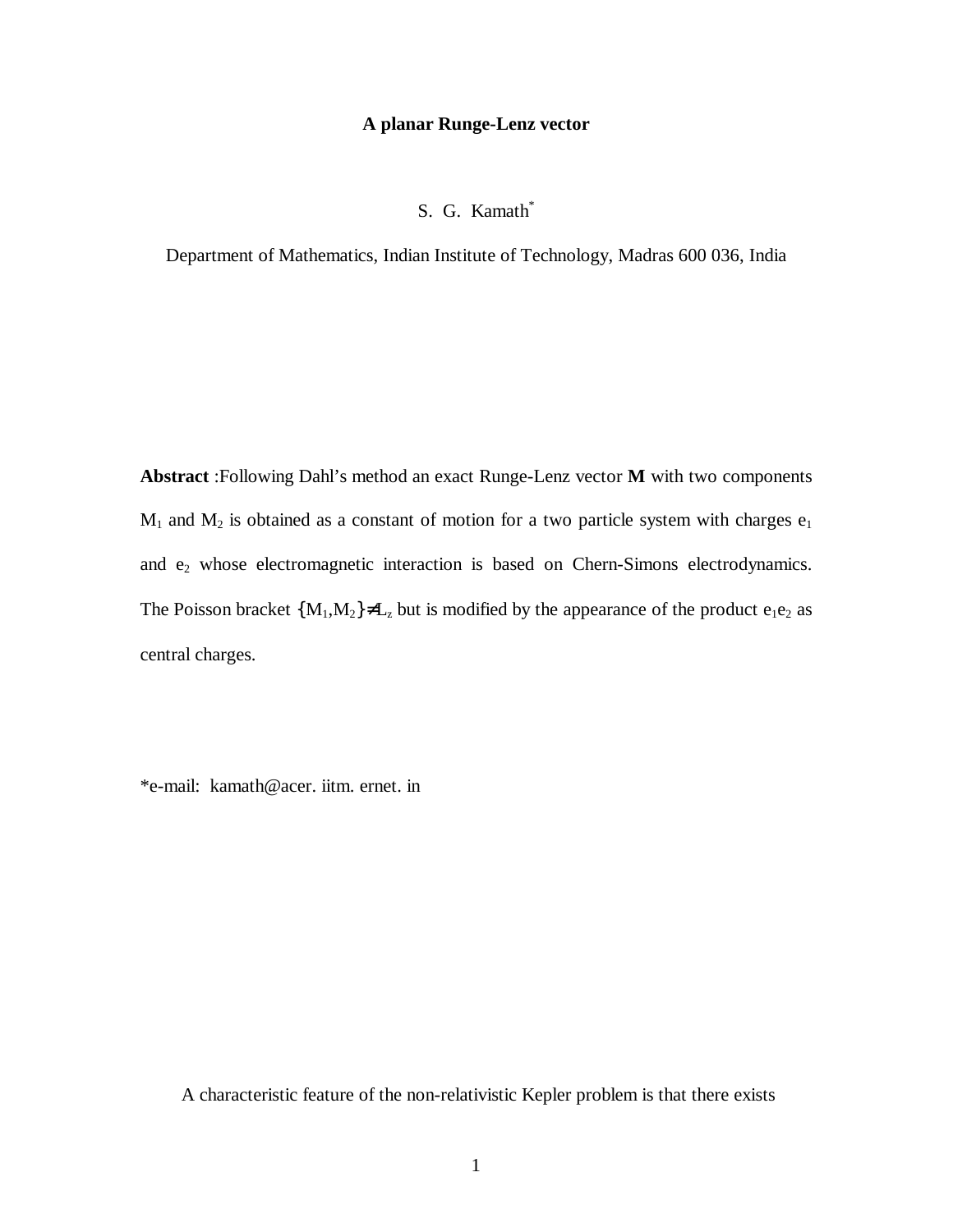# A planar Runge-Lenz vector

S. G. Kamath*

Department of Mathematics, Indian Institute of Technology, Madras 600 036, India

**Abstract** :Following Dahl's method an exact Runge-Lenz vector **M** with two components $M_1$ and $M_2$ is obtained as a constant of motion for a two particle system with charges $e_1$ and $e_2$ whose electromagnetic interaction is based on Chern-Simons electrodynamics. The Poisson bracket $\{M_1,M_2\} \neq L_z$ but is modified by the appearance of the product $e_1e_2$ as central charges.

*e-mail: kamath@acer. iitm. ernet. in

A characteristic feature of the non-relativistic Kepler problem is that there exists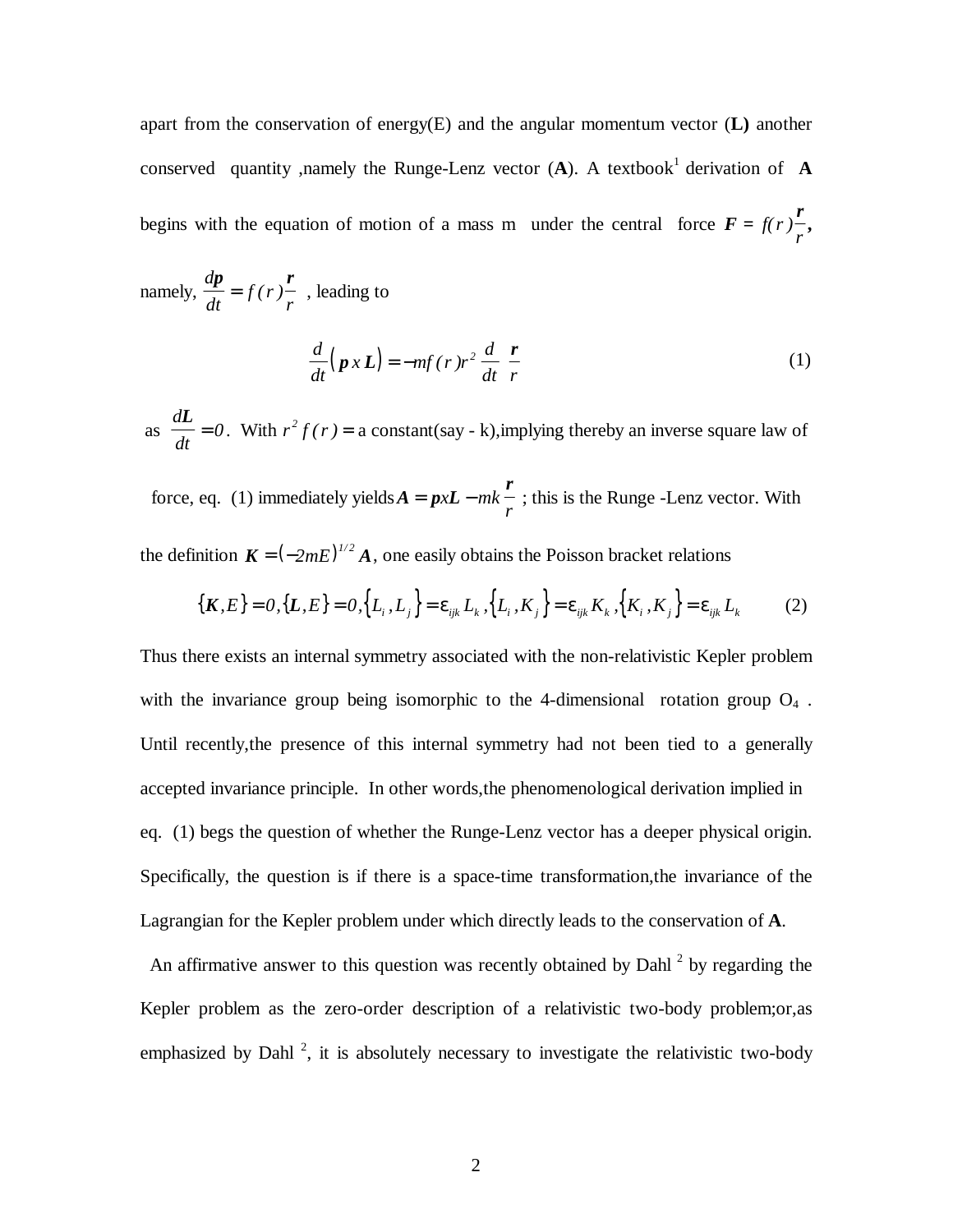apart from the conservation of energy(E) and the angular momentum vector (**L)** another conserved quantity ,namely the Runge-Lenz vector (**A**). A textbook[1] derivation of **A** begins with the equation of motion of a mass m under the central force $\boldsymbol{F} = f(r)\dfrac{\boldsymbol{r}}{r}$**,**

namely, $\dfrac{d\boldsymbol{p}}{dt} = f(r)\dfrac{\boldsymbol{r}}{r}$ , leading to

$$\frac{d}{dt}\left(\boldsymbol{p}\, x\, \boldsymbol{L}\right) = -mf(r)r^2\,\frac{d}{dt}\,\frac{\boldsymbol{r}}{r} \tag{1}$$

as $\dfrac{d\boldsymbol{L}}{dt} = 0$. With $r^2 f(r) =$ a constant(say - k),implying thereby an inverse square law of force, eq. (1) immediately yields $\boldsymbol{A} = \boldsymbol{p}x\boldsymbol{L} - mk\dfrac{\boldsymbol{r}}{r}$ ; this is the Runge -Lenz vector. With the definition $\boldsymbol{K} = (-2mE)^{1/2}\boldsymbol{A}$, one easily obtains the Poisson bracket relations

$$\{\boldsymbol{K},E\} = 0, \{\boldsymbol{L},E\} = 0, \left\{L_i, L_j\right\} = \varepsilon_{ijk}L_k, \left\{L_i, K_j\right\} = \varepsilon_{ijk}K_k, \left\{K_i, K_j\right\} = \varepsilon_{ijk}L_k \tag{2}$$

Thus there exists an internal symmetry associated with the non-relativistic Kepler problem with the invariance group being isomorphic to the 4-dimensional rotation group $O_4$ . Until recently,the presence of this internal symmetry had not been tied to a generally accepted invariance principle. In other words,the phenomenological derivation implied in eq. (1) begs the question of whether the Runge-Lenz vector has a deeper physical origin. Specifically, the question is if there is a space-time transformation,the invariance of the Lagrangian for the Kepler problem under which directly leads to the conservation of **A**.

An affirmative answer to this question was recently obtained by Dahl [2] by regarding the Kepler problem as the zero-order description of a relativistic two-body problem;or,as emphasized by Dahl [2], it is absolutely necessary to investigate the relativistic two-body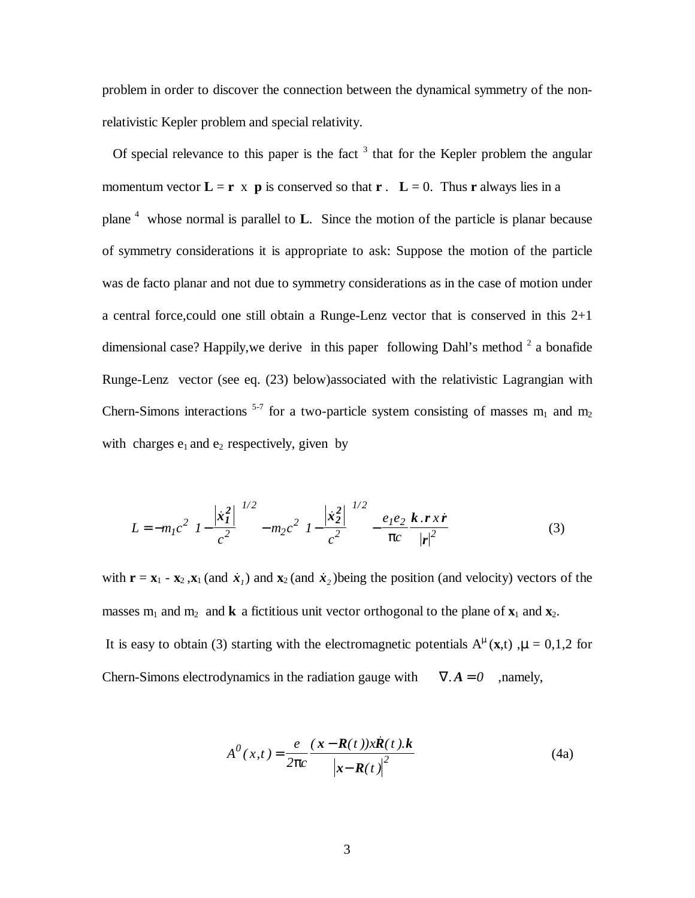problem in order to discover the connection between the dynamical symmetry of the non-relativistic Kepler problem and special relativity.

Of special relevance to this paper is the fact [3] that for the Kepler problem the angular momentum vector $\mathbf{L} = \mathbf{r} \times \mathbf{p}$ is conserved so that $\mathbf{r} \cdot \mathbf{L} = 0$. Thus $\mathbf{r}$ always lies in a plane [4] whose normal is parallel to $\mathbf{L}$. Since the motion of the particle is planar because of symmetry considerations it is appropriate to ask: Suppose the motion of the particle was de facto planar and not due to symmetry considerations as in the case of motion under a central force,could one still obtain a Runge-Lenz vector that is conserved in this 2+1 dimensional case? Happily,we derive in this paper following Dahl's method [2] a bonafide Runge-Lenz vector (see eq. (23) below)associated with the relativistic Lagrangian with Chern-Simons interactions [5-7] for a two-particle system consisting of masses $m_1$ and $m_2$ with charges $e_1$ and $e_2$ respectively, given by

$$L = -m_1 c^2 \left(1 - \frac{\left|\dot{\boldsymbol{x}}_1^2\right|}{c^2}\right)^{1/2} - m_2 c^2 \left(1 - \frac{\left|\dot{\boldsymbol{x}}_2^2\right|}{c^2}\right)^{1/2} - \frac{e_1 e_2}{\pi c} \frac{\boldsymbol{k} . \boldsymbol{r} \, x \, \dot{\boldsymbol{r}}}{|\boldsymbol{r}|^2} \tag{3}$$

with $\mathbf{r} = \mathbf{x}_1 - \mathbf{x}_2$ ,$\mathbf{x}_1$ (and $\dot{\boldsymbol{x}}_1$) and $\mathbf{x}_2$ (and $\dot{\boldsymbol{x}}_2$)being the position (and velocity) vectors of the masses $m_1$ and $m_2$ and $\mathbf{k}$ a fictitious unit vector orthogonal to the plane of $\mathbf{x}_1$ and $\mathbf{x}_2$.

It is easy to obtain (3) starting with the electromagnetic potentials $A^\mu(\mathbf{x},t)$ ,$\mu = 0,1,2$ for Chern-Simons electrodynamics in the radiation gauge with $\nabla . \boldsymbol{A} = 0$ ,namely,

$$A^0(x,t) = \frac{e}{2\pi c} \frac{(\boldsymbol{x} - \boldsymbol{R}(t)) x \dot{\boldsymbol{R}}(t) . \boldsymbol{k}}{\left|\boldsymbol{x} - \boldsymbol{R}(t)\right|^2} \tag{4a}$$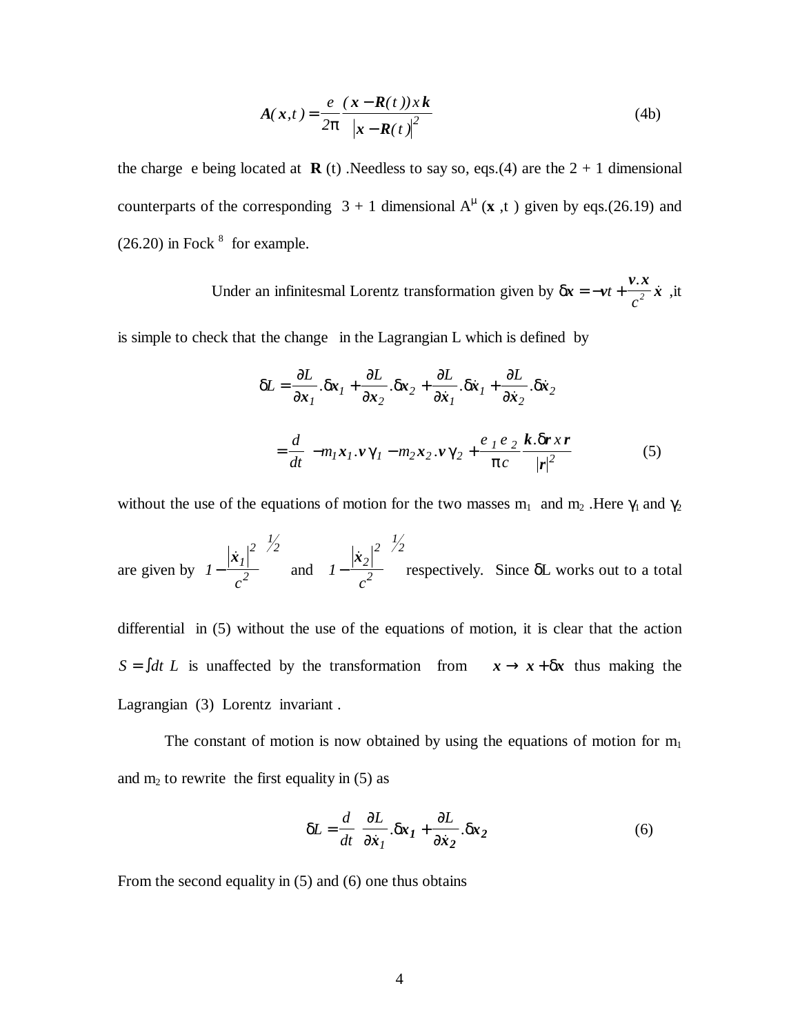$$\boldsymbol{A}(\boldsymbol{x},t) = \frac{e}{2\pi}\frac{(\boldsymbol{x}-\boldsymbol{R}(t))\,x\,\boldsymbol{k}}{\left|\boldsymbol{x}-\boldsymbol{R}(t)\right|^2} \tag{4b}$$

the charge e being located at **R** (t) .Needless to say so, eqs.(4) are the 2 + 1 dimensional counterparts of the corresponding 3 + 1 dimensional $A^\mu$ (**x** ,t ) given by eqs.(26.19) and (26.20) in Fock [8] for example.

Under an infinitesimal Lorentz transformation given by $\delta\boldsymbol{x} = -\boldsymbol{v}t + \frac{\boldsymbol{v}.\boldsymbol{x}}{c^2}\dot{\boldsymbol{x}}$ ,it is simple to check that the change in the Lagrangian L which is defined by

$$\delta L = \frac{\partial L}{\partial \boldsymbol{x}_1}.\delta\boldsymbol{x}_1 + \frac{\partial L}{\partial \boldsymbol{x}_2}.\delta\boldsymbol{x}_2 + \frac{\partial L}{\partial \dot{\boldsymbol{x}}_1}.\delta\dot{\boldsymbol{x}}_1 + \frac{\partial L}{\partial \dot{\boldsymbol{x}}_2}.\delta\dot{\boldsymbol{x}}_2$$

$$= \frac{d}{dt}\left(-m_1\boldsymbol{x}_1.\boldsymbol{v}\gamma_1 - m_2\boldsymbol{x}_2.\boldsymbol{v}\gamma_2 + \frac{e_1 e_2}{\pi c}\frac{\boldsymbol{k}.\delta\boldsymbol{r}\,x\,\boldsymbol{r}}{|\boldsymbol{r}|^2}\right) \tag{5}$$

without the use of the equations of motion for the two masses $m_1$ and $m_2$ .Here $\gamma_1$ and $\gamma_2$ are given by $\left(1-\frac{|\dot{\boldsymbol{x}}_1|^2}{c^2}\right)^{1/2}$ and $\left(1-\frac{|\dot{\boldsymbol{x}}_2|^2}{c^2}\right)^{1/2}$ respectively. Since δL works out to a total differential in (5) without the use of the equations of motion, it is clear that the action $S = \int dt\ L$ is unaffected by the transformation from $\boldsymbol{x} \to \boldsymbol{x} + \delta\boldsymbol{x}$ thus making the Lagrangian (3) Lorentz invariant .

The constant of motion is now obtained by using the equations of motion for $m_1$ and $m_2$ to rewrite the first equality in (5) as

$$\delta L = \frac{d}{dt}\left(\frac{\partial L}{\partial \dot{\boldsymbol{x}}_1}.\delta\boldsymbol{x}_1 + \frac{\partial L}{\partial \dot{\boldsymbol{x}}_2}.\delta\boldsymbol{x}_2\right) \tag{6}$$

From the second equality in (5) and (6) one thus obtains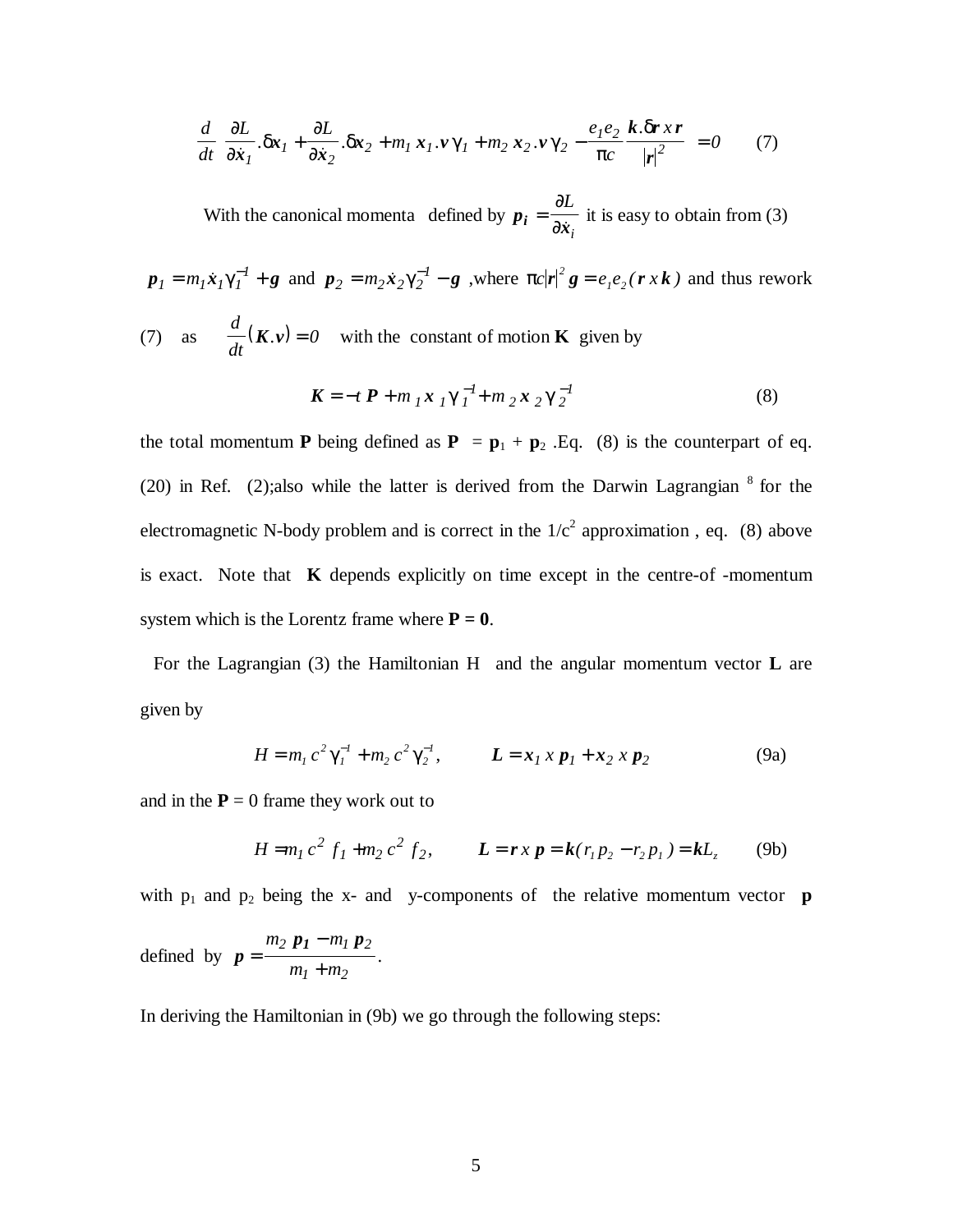$$\frac{d}{dt}\left(\frac{\partial L}{\partial \dot{\boldsymbol{x}}_1}.\delta \boldsymbol{x}_1 + \frac{\partial L}{\partial \dot{\boldsymbol{x}}_2}.\delta \boldsymbol{x}_2 + m_1\, \boldsymbol{x}_1.\boldsymbol{v}\,\gamma_1 + m_2\, \boldsymbol{x}_2.\boldsymbol{v}\,\gamma_2 - \frac{e_1 e_2}{\pi c}\frac{\boldsymbol{k}.\delta\boldsymbol{r}\, x\, \boldsymbol{r}}{|\boldsymbol{r}|^2}\right) = 0 \qquad (7)$$

With the canonical momenta defined by $\boldsymbol{p_i} = \frac{\partial L}{\partial \dot{\boldsymbol{x}}_i}$ it is easy to obtain from (3)

$\boldsymbol{p}_1 = m_1 \dot{\boldsymbol{x}}_1 \gamma_1^{-1} + \boldsymbol{g}$ and $\boldsymbol{p}_2 = m_2 \dot{\boldsymbol{x}}_2 \gamma_2^{-1} - \boldsymbol{g}$ ,where $\pi c |\boldsymbol{r}|^2 \boldsymbol{g} = e_1 e_2 (\boldsymbol{r}\, x\, \boldsymbol{k})$ and thus rework (7) as $\frac{d}{dt}(\boldsymbol{K}.\boldsymbol{v}) = 0$ with the constant of motion **K** given by

$$\boldsymbol{K} = -t\, \boldsymbol{P} + m_1 \boldsymbol{x}_1 \gamma_1^{-1} + m_2 \boldsymbol{x}_2 \gamma_2^{-1} \qquad (8)$$

the total momentum **P** being defined as **P** = $\mathbf{p}_1$ + $\mathbf{p}_2$ .Eq. (8) is the counterpart of eq. (20) in Ref. (2);also while the latter is derived from the Darwin Lagrangian [8] for the electromagnetic N-body problem and is correct in the $1/c^2$ approximation , eq. (8) above is exact. Note that **K** depends explicitly on time except in the centre-of -momentum system which is the Lorentz frame where **P = 0**.

For the Lagrangian (3) the Hamiltonian H and the angular momentum vector **L** are given by

$$H = m_1 c^2 \gamma_1^{-1} + m_2 c^2 \gamma_2^{-1}, \qquad \boldsymbol{L} = \boldsymbol{x}_1\, x\, \boldsymbol{p}_1 + \boldsymbol{x}_2\, x\, \boldsymbol{p}_2 \qquad (9a)$$

and in the **P** = 0 frame they work out to

$$H = m_1 c^2 f_1 + m_2 c^2 f_2, \qquad \boldsymbol{L} = \boldsymbol{r}\, x\, \boldsymbol{p} = \boldsymbol{k}(r_1 p_2 - r_2 p_1) = \boldsymbol{k} L_z \qquad (9b)$$

with $p_1$ and $p_2$ being the x- and y-components of the relative momentum vector **p** defined by $\boldsymbol{p} = \frac{m_2\, \boldsymbol{p}_1 - m_1\, \boldsymbol{p}_2}{m_1 + m_2}$.

In deriving the Hamiltonian in (9b) we go through the following steps: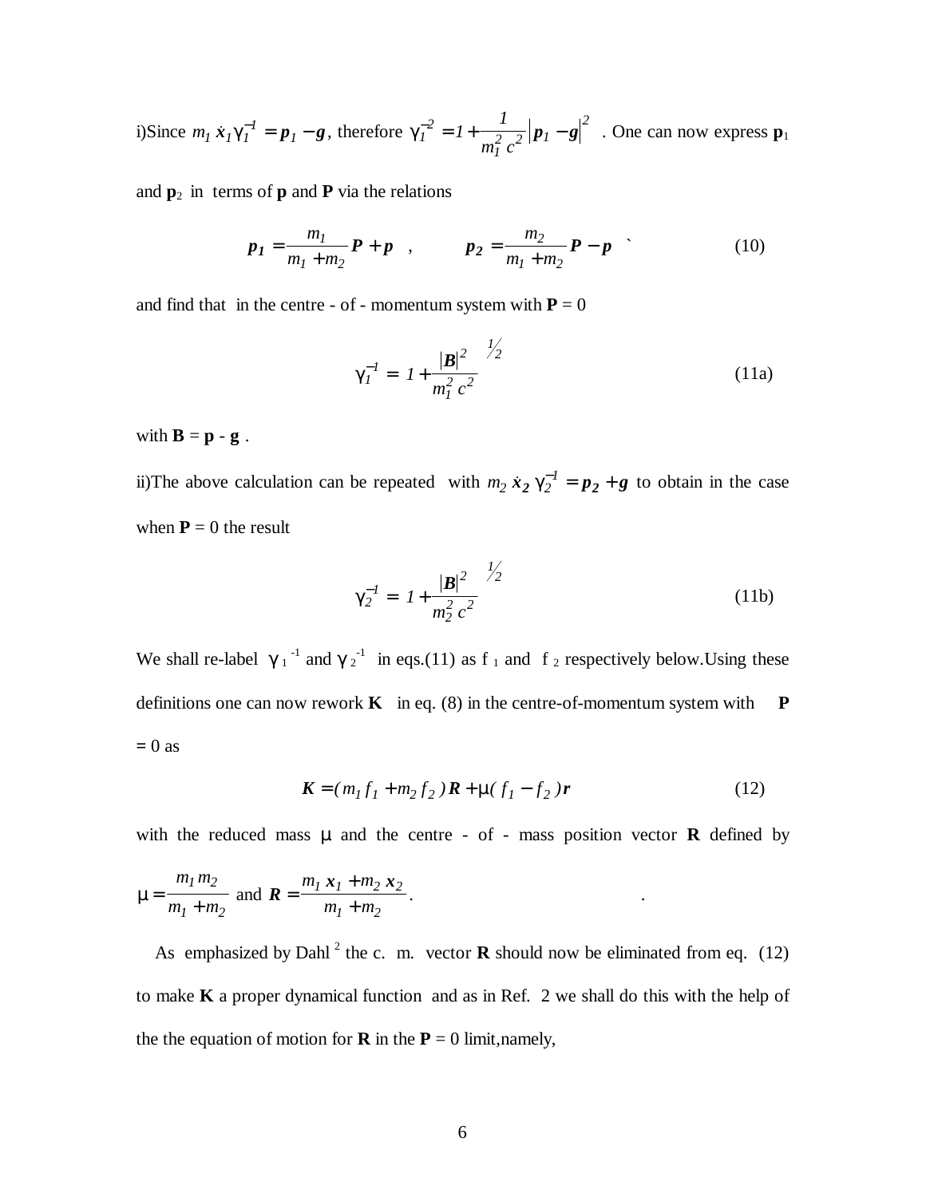i)Since $m_1 \dot{\boldsymbol{x}}_1 \gamma_1^{-1} = \boldsymbol{p}_1 - \boldsymbol{g}$, therefore $\gamma_1^{-2} = 1 + \frac{1}{m_1^2 c^2} \left| \boldsymbol{p}_1 - \boldsymbol{g} \right|^2$ . One can now express $\mathbf{p}_1$ and $\mathbf{p}_2$ in terms of $\mathbf{p}$ and $\mathbf{P}$ via the relations

$$\boldsymbol{p}_1 = \frac{m_1}{m_1 + m_2} \boldsymbol{P} + \boldsymbol{p} \quad , \qquad \boldsymbol{p}_2 = \frac{m_2}{m_1 + m_2} \boldsymbol{P} - \boldsymbol{p} \tag{10}$$

and find that in the centre - of - momentum system with $\mathbf{P} = 0$

$$\gamma_1^{-1} = \left[ 1 + \frac{|\boldsymbol{B}|^2}{m_1^2 c^2} \right]^{1/2} \tag{11a}$$

with $\mathbf{B} = \mathbf{p} - \mathbf{g}$ .

ii)The above calculation can be repeated with $m_2 \dot{\boldsymbol{x}}_2 \gamma_2^{-1} = \boldsymbol{p}_2 + \boldsymbol{g}$ to obtain in the case when $\mathbf{P} = 0$ the result

$$\gamma_2^{-1} = \left[ 1 + \frac{|\boldsymbol{B}|^2}{m_2^2 c^2} \right]^{1/2} \tag{11b}$$

We shall re-label $\gamma_1^{-1}$ and $\gamma_2^{-1}$ in eqs.(11) as $f_1$ and $f_2$ respectively below.Using these definitions one can now rework $\mathbf{K}$ in eq. (8) in the centre-of-momentum system with $\mathbf{P} = 0$ as

$$\boldsymbol{K} = (m_1 f_1 + m_2 f_2) \boldsymbol{R} + \mu (f_1 - f_2) \boldsymbol{r} \tag{12}$$

with the reduced mass $\mu$ and the centre - of - mass position vector $\mathbf{R}$ defined by $\mu = \frac{m_1 m_2}{m_1 + m_2}$ and $\boldsymbol{R} = \frac{m_1 \boldsymbol{x}_1 + m_2 \boldsymbol{x}_2}{m_1 + m_2}$.

As emphasized by Dahl[2] the c. m. vector $\mathbf{R}$ should now be eliminated from eq. (12) to make $\mathbf{K}$ a proper dynamical function and as in Ref. 2 we shall do this with the help of the the equation of motion for $\mathbf{R}$ in the $\mathbf{P} = 0$ limit,namely,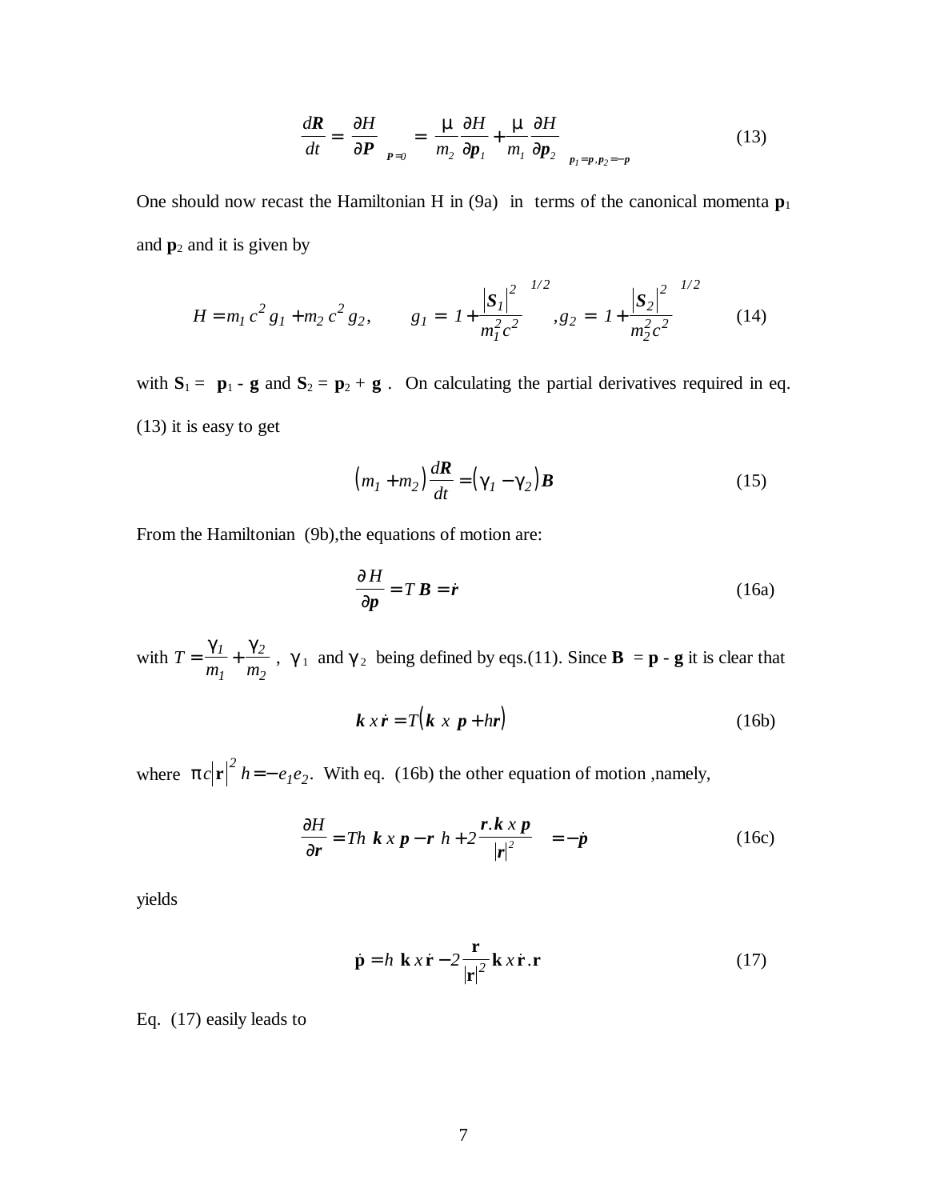$$\frac{d\boldsymbol{R}}{dt} = \left.\frac{\partial H}{\partial \boldsymbol{P}}\right|_{\boldsymbol{P}=0} = \left(\frac{\mu}{m_2}\frac{\partial H}{\partial \boldsymbol{p}_1} + \frac{\mu}{m_1}\frac{\partial H}{\partial \boldsymbol{p}_2}\right)_{\boldsymbol{p}_1=\boldsymbol{p},\boldsymbol{p}_2=-\boldsymbol{p}} \tag{13}$$

One should now recast the Hamiltonian H in (9a) in terms of the canonical momenta $\mathbf{p}_1$ and $\mathbf{p}_2$ and it is given by

$$H = m_1 c^2 g_1 + m_2 c^2 g_2, \qquad g_1 = \left(1 + \frac{|\boldsymbol{S}_1|^2}{m_1^2 c^2}\right)^{1/2}, g_2 = \left(1 + \frac{|\boldsymbol{S}_2|^2}{m_2^2 c^2}\right)^{1/2} \tag{14}$$

with $\mathbf{S}_1 = \mathbf{p}_1 - \mathbf{g}$ and $\mathbf{S}_2 = \mathbf{p}_2 + \mathbf{g}$ . On calculating the partial derivatives required in eq. (13) it is easy to get

$$\left(m_1 + m_2\right)\frac{d\boldsymbol{R}}{dt} = \left(\gamma_1 - \gamma_2\right)\boldsymbol{B} \tag{15}$$

From the Hamiltonian (9b),the equations of motion are:

$$\frac{\partial H}{\partial \boldsymbol{p}} = T\,\boldsymbol{B} = \dot{\boldsymbol{r}} \tag{16a}$$

with $T = \frac{\gamma_1}{m_1} + \frac{\gamma_2}{m_2}$ , $\gamma_1$ and $\gamma_2$ being defined by eqs.(11). Since $\mathbf{B} = \mathbf{p} - \mathbf{g}$ it is clear that

$$\boldsymbol{k}\; x\, \dot{\boldsymbol{r}} = T\left(\boldsymbol{k}\; x\; \boldsymbol{p} + h\boldsymbol{r}\right) \tag{16b}$$

where $\pi c|\mathbf{r}|^2 h = -e_1 e_2$. With eq. (16b) the other equation of motion ,namely,

$$\frac{\partial H}{\partial \boldsymbol{r}} = Th\left(\boldsymbol{k}\; x\; \boldsymbol{p} - \boldsymbol{r}\left(h + 2\frac{\boldsymbol{r}.\boldsymbol{k}\; x\; \boldsymbol{p}}{|\boldsymbol{r}|^2}\right)\right) = -\dot{\boldsymbol{p}} \tag{16c}$$

yields

$$\dot{\mathbf{p}} = h\left(\mathbf{k}\; x\, \dot{\mathbf{r}} - 2\frac{\mathbf{r}}{|\mathbf{r}|^2}\,\mathbf{k}\; x\, \dot{\mathbf{r}}.\mathbf{r}\right) \tag{17}$$

Eq. (17) easily leads to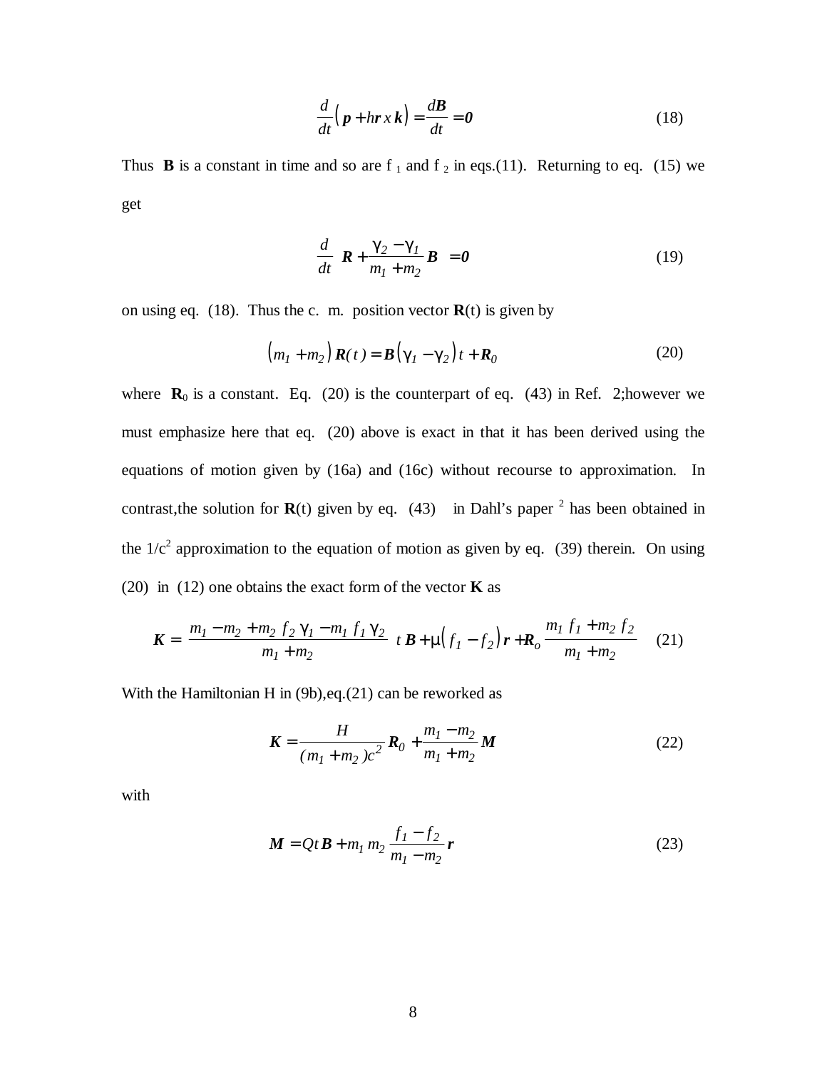$$\frac{d}{dt}\left(\boldsymbol{p} + h\boldsymbol{r}\,x\,\boldsymbol{k}\right) = \frac{d\boldsymbol{B}}{dt} = \boldsymbol{0} \tag{18}$$

Thus **B** is a constant in time and so are $f_1$ and $f_2$ in eqs.(11). Returning to eq. (15) we get

$$\frac{d}{dt}\left[\boldsymbol{R} + \frac{\gamma_2 - \gamma_1}{m_1 + m_2}\boldsymbol{B}\right] = \boldsymbol{0} \tag{19}$$

on using eq. (18). Thus the c. m. position vector **R**(t) is given by

$$\left(m_1 + m_2\right)\boldsymbol{R}(t) = \boldsymbol{B}\left(\gamma_1 - \gamma_2\right)t + \boldsymbol{R_0} \tag{20}$$

where $\mathbf{R}_0$ is a constant. Eq. (20) is the counterpart of eq. (43) in Ref. 2;however we must emphasize here that eq. (20) above is exact in that it has been derived using the equations of motion given by (16a) and (16c) without recourse to approximation. In contrast,the solution for **R**(t) given by eq. (43) in Dahl's paper [2] has been obtained in the $1/c^2$ approximation to the equation of motion as given by eq. (39) therein. On using (20) in (12) one obtains the exact form of the vector **K** as

$$\boldsymbol{K} = \left[\frac{m_1 - m_2 + m_2\, f_2\, \gamma_1 - m_1\, f_1\, \gamma_2}{m_1 + m_2}\right] t\,\boldsymbol{B} + \mu\left(f_1 - f_2\right)\boldsymbol{r} + \boldsymbol{R_o}\left[\frac{m_1\, f_1 + m_2\, f_2}{m_1 + m_2}\right] \tag{21}$$

With the Hamiltonian H in (9b),eq.(21) can be reworked as

$$\boldsymbol{K} = \frac{H}{(m_1 + m_2)c^2}\boldsymbol{R_0} + \frac{m_1 - m_2}{m_1 + m_2}\boldsymbol{M} \tag{22}$$

with

$$\boldsymbol{M} = Qt\,\boldsymbol{B} + m_1\, m_2\, \frac{f_1 - f_2}{m_1 - m_2}\boldsymbol{r} \tag{23}$$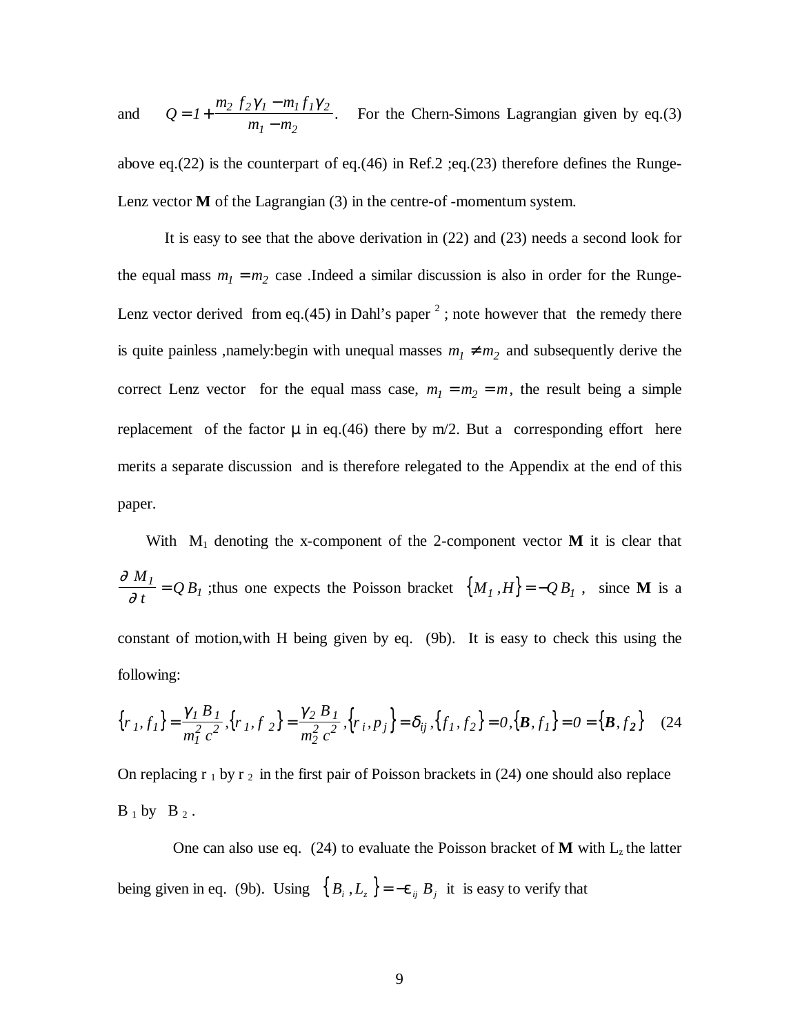and $\quad Q = 1 + \dfrac{m_2 \ f_2 \gamma_1 - m_1 f_1 \gamma_2}{m_1 - m_2}$. For the Chern-Simons Lagrangian given by eq.(3) above eq.(22) is the counterpart of eq.(46) in Ref.2 ;eq.(23) therefore defines the Runge-Lenz vector **M** of the Lagrangian (3) in the centre-of -momentum system.

It is easy to see that the above derivation in (22) and (23) needs a second look for the equal mass $m_1 = m_2$ case .Indeed a similar discussion is also in order for the Runge-Lenz vector derived from eq.(45) in Dahl's paper [2] ; note however that the remedy there is quite painless ,namely:begin with unequal masses $m_1 \neq m_2$ and subsequently derive the correct Lenz vector for the equal mass case, $m_1 = m_2 = m$, the result being a simple replacement of the factor μ in eq.(46) there by m/2. But a corresponding effort here merits a separate discussion and is therefore relegated to the Appendix at the end of this paper.

With $M_1$ denoting the x-component of the 2-component vector **M** it is clear that $\dfrac{\partial \ M_1}{\partial \ t} = Q \, B_1$ ;thus one expects the Poisson bracket $\{M_1 \, , H\} = -Q \, B_1$ , since **M** is a constant of motion,with H being given by eq. (9b). It is easy to check this using the following:

$$\{r_1, f_1\} = \frac{\gamma_1 \, B_1}{m_1^2 \, c^2}, \{r_1, f_2\} = \frac{\gamma_2 \, B_1}{m_2^2 \, c^2}, \{r_i, p_j\} = \delta_{ij}, \{f_1, f_2\} = 0, \{\boldsymbol{B}, f_1\} = 0 = \{\boldsymbol{B}, f_2\} \quad (24$$

On replacing $r_1$ by $r_2$ in the first pair of Poisson brackets in (24) one should also replace $B_1$ by $B_2$ .

One can also use eq. (24) to evaluate the Poisson bracket of **M** with $L_z$ the latter being given in eq. (9b). Using $\{B_i \, , L_z\} = -\epsilon_{ij} \, B_j$ it is easy to verify that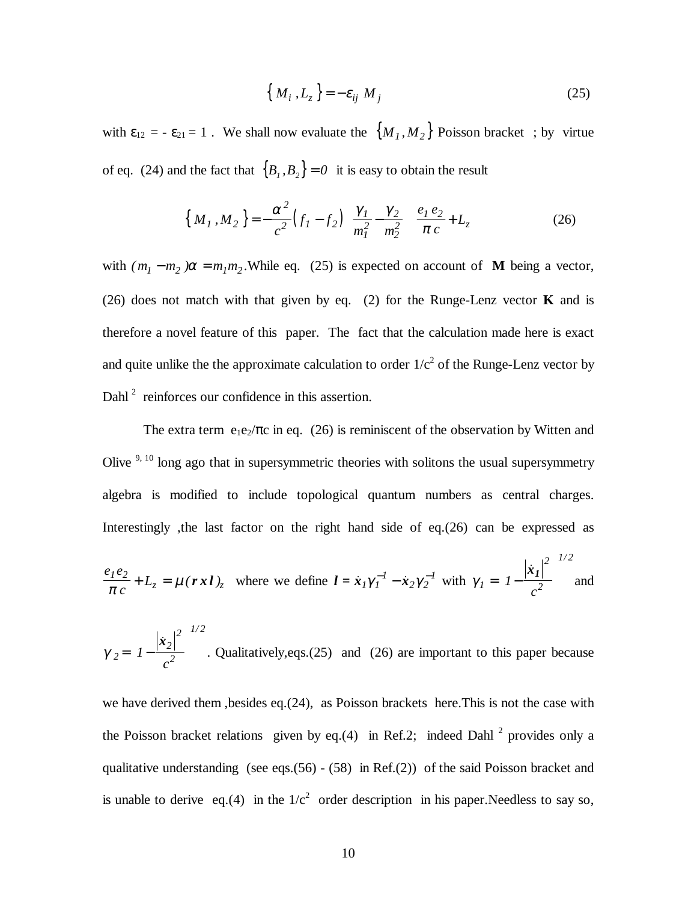$$\left\{ M_i , L_z \right\} = -\varepsilon_{ij} \, M_j \tag{25}$$

with $\varepsilon_{12} = - \varepsilon_{21} = 1$ . We shall now evaluate the $\{M_1, M_2\}$ Poisson bracket ; by virtue of eq. (24) and the fact that $\{B_1, B_2\} = 0$ it is easy to obtain the result

$$\left\{ M_1 , M_2 \right\} = -\frac{\alpha^2}{c^2} \left( f_1 - f_2 \right) \left( \frac{\gamma_1}{m_1^2} - \frac{\gamma_2}{m_2^2} \right) \left( \frac{e_1 e_2}{\pi c} + L_z \right) \tag{26}$$

with $(m_1 - m_2)\alpha = m_1 m_2$.While eq. (25) is expected on account of **M** being a vector, (26) does not match with that given by eq. (2) for the Runge-Lenz vector **K** and is therefore a novel feature of this paper. The fact that the calculation made here is exact and quite unlike the the approximate calculation to order $1/c^2$ of the Runge-Lenz vector by Dahl [2] reinforces our confidence in this assertion.

The extra term $e_1e_2/\pi c$ in eq. (26) is reminiscent of the observation by Witten and Olive [9, 10] long ago that in supersymmetric theories with solitons the usual supersymmetry algebra is modified to include topological quantum numbers as central charges. Interestingly ,the last factor on the right hand side of eq.(26) can be expressed as $\frac{e_1 e_2}{\pi c} + L_z = \mu (\boldsymbol{r} \, x \, \boldsymbol{l})_z$ where we define $\boldsymbol{l} = \dot{\boldsymbol{x}}_1 \gamma_1^{-1} - \dot{\boldsymbol{x}}_2 \gamma_2^{-1}$ with $\gamma_1 = \left( 1 - \frac{|\dot{\boldsymbol{x}}_1|^2}{c^2} \right)^{1/2}$ and $\gamma_2 = \left( 1 - \frac{|\dot{\boldsymbol{x}}_2|^2}{c^2} \right)^{1/2}$ . Qualitatively,eqs.(25) and (26) are important to this paper because we have derived them ,besides eq.(24), as Poisson brackets here.This is not the case with the Poisson bracket relations given by eq.(4) in Ref.2; indeed Dahl [2] provides only a qualitative understanding (see eqs.(56) - (58) in Ref.(2)) of the said Poisson bracket and is unable to derive eq.(4) in the $1/c^2$ order description in his paper.Needless to say so,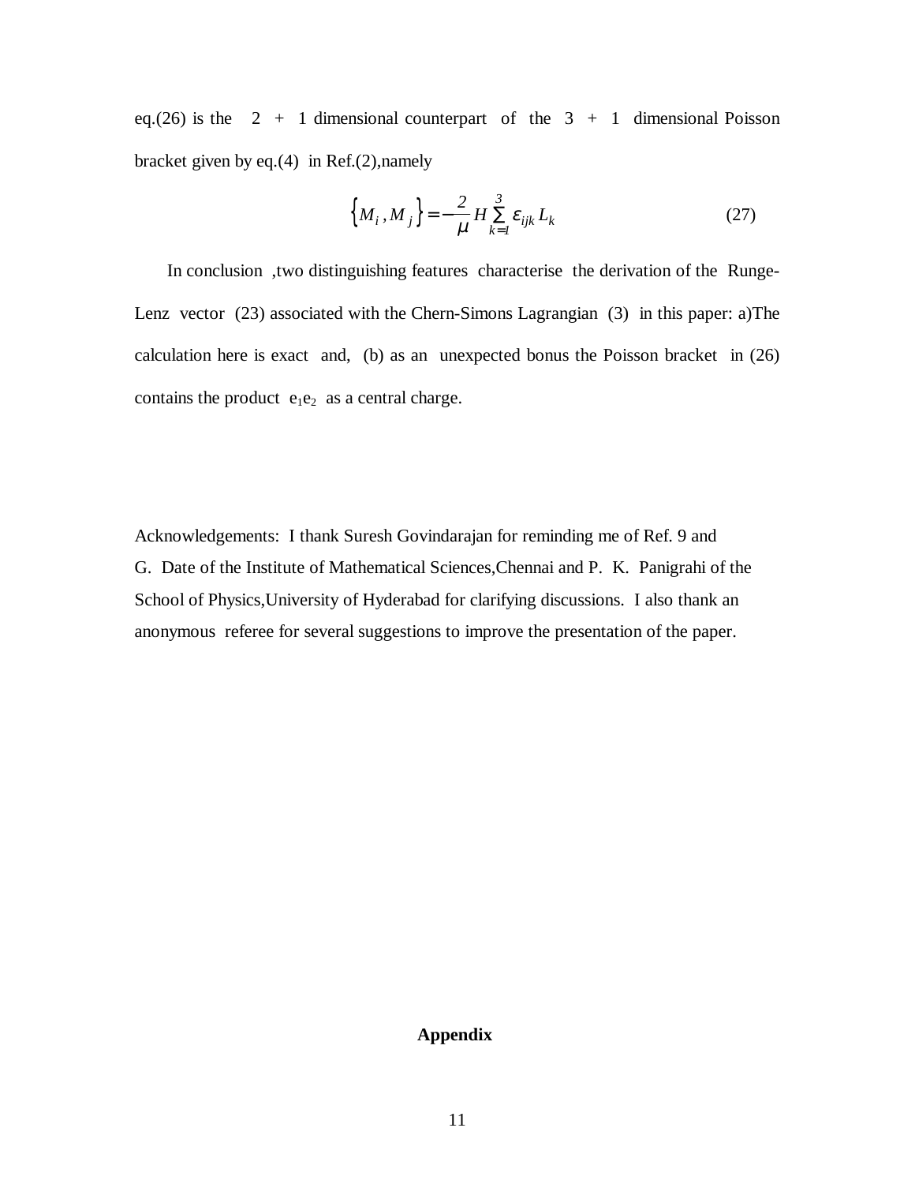eq.(26) is the 2 + 1 dimensional counterpart of the 3 + 1 dimensional Poisson bracket given by eq.(4) in Ref.(2),namely

$$\left\{ M_i , M_j \right\} = -\frac{2}{\mu} H \sum_{k=1}^{3} \varepsilon_{ijk} L_k \tag{27}$$

In conclusion ,two distinguishing features characterise the derivation of the Runge-Lenz vector (23) associated with the Chern-Simons Lagrangian (3) in this paper: a)The calculation here is exact and, (b) as an unexpected bonus the Poisson bracket in (26) contains the product $e_1e_2$ as a central charge.

Acknowledgements: I thank Suresh Govindarajan for reminding me of Ref. 9 and G. Date of the Institute of Mathematical Sciences,Chennai and P. K. Panigrahi of the School of Physics,University of Hyderabad for clarifying discussions. I also thank an anonymous referee for several suggestions to improve the presentation of the paper.

**Appendix**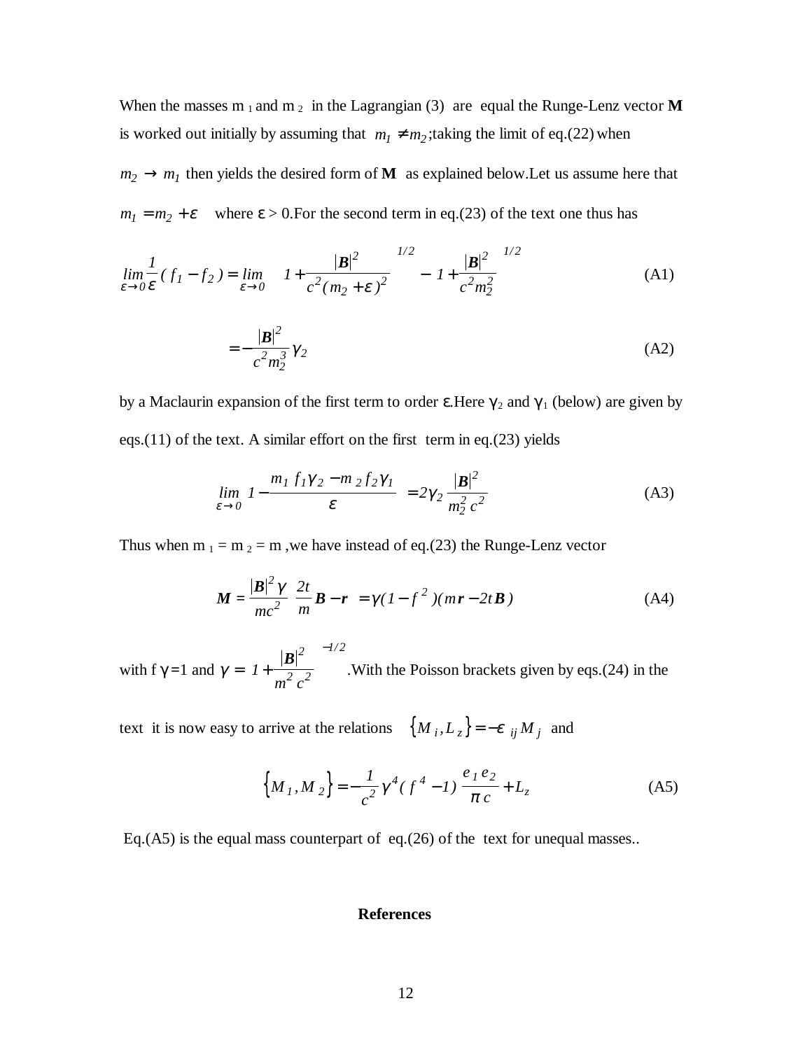When the masses m $_1$ and m $_2$ in the Lagrangian (3) are equal the Runge-Lenz vector **M** is worked out initially by assuming that $m_1 \neq m_2$;taking the limit of eq.(22) when $m_2 \to m_1$ then yields the desired form of **M** as explained below.Let us assume here that $m_1 = m_2 + \varepsilon$ where ε > 0.For the second term in eq.(23) of the text one thus has

$$\lim_{\varepsilon \to 0} \frac{1}{\varepsilon}(f_1 - f_2) = \lim_{\varepsilon \to 0} \left[ \left( 1 + \frac{|\boldsymbol{B}|^2}{c^2 (m_2 + \varepsilon)^2} \right)^{1/2} - \left( 1 + \frac{|\boldsymbol{B}|^2}{c^2 m_2^2} \right)^{1/2} \right] \tag{A1}$$

$$= -\frac{|\boldsymbol{B}|^2}{c^2 m_2^3} \gamma_2 \tag{A2}$$

by a Maclaurin expansion of the first term to order ε.Here $\gamma_2$ and $\gamma_1$ (below) are given by eqs.(11) of the text. A similar effort on the first term in eq.(23) yields

$$\lim_{\varepsilon \to 0} \left( 1 - \frac{m_1 f_1 \gamma_2 - m_2 f_2 \gamma_1}{\varepsilon} \right) = 2\gamma_2 \frac{|\boldsymbol{B}|^2}{m_2^2 c^2} \tag{A3}$$

Thus when m $_1$ = m $_2$ = m ,we have instead of eq.(23) the Runge-Lenz vector

$$\boldsymbol{M} = \frac{|\boldsymbol{B}|^2 \gamma}{mc^2} \left( \frac{2t}{m} \boldsymbol{B} - \boldsymbol{r} \right) = \gamma (1 - f^2)(m\boldsymbol{r} - 2t\boldsymbol{B}) \tag{A4}$$

with f γ=1 and $\gamma = \left( 1 + \frac{|\boldsymbol{B}|^2}{m^2 c^2} \right)^{-1/2}$ .With the Poisson brackets given by eqs.(24) in the text it is now easy to arrive at the relations $\{M_i, L_z\} = -\varepsilon_{ij} M_j$ and

$$\{M_1, M_2\} = -\frac{1}{c^2} \gamma^4 (f^4 - 1) \left( \frac{e_1 e_2}{\pi c} + L_z \right) \tag{A5}$$

Eq.(A5) is the equal mass counterpart of eq.(26) of the text for unequal masses..

**References**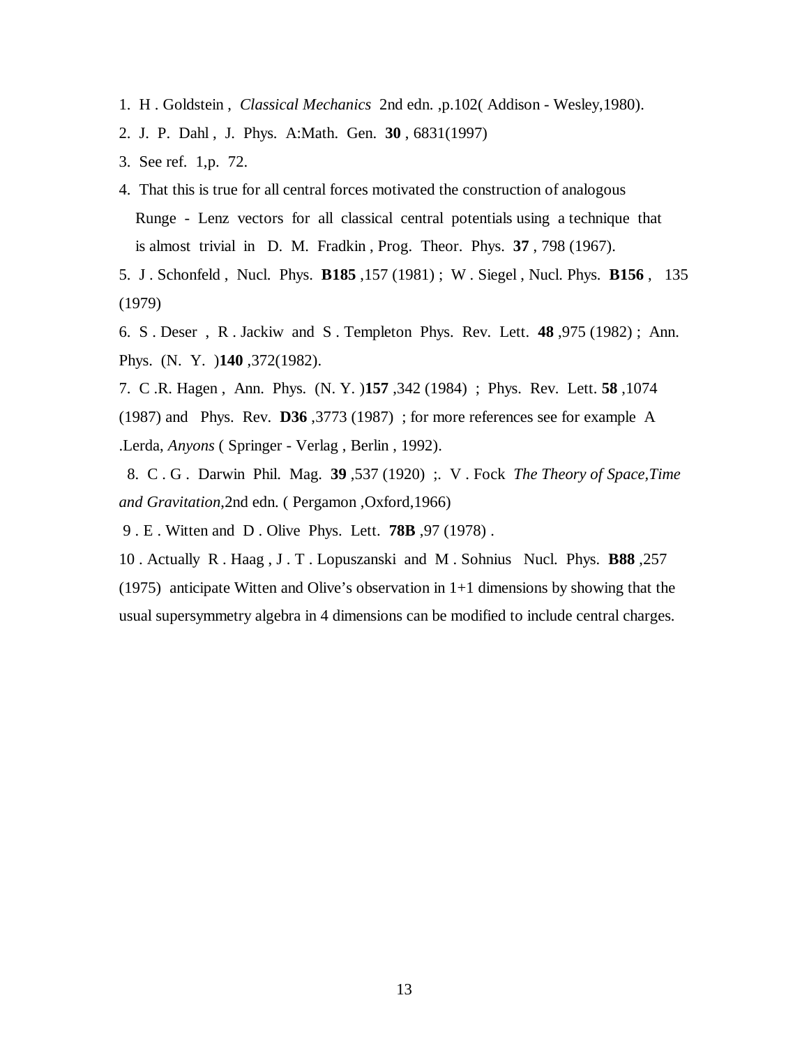1. H . Goldstein , *Classical Mechanics* 2nd edn. ,p.102( Addison - Wesley,1980).

2. J. P. Dahl , J. Phys. A:Math. Gen. **30** , 6831(1997)

3. See ref. 1,p. 72.

4. That this is true for all central forces motivated the construction of analogous Runge - Lenz vectors for all classical central potentials using a technique that is almost trivial in D. M. Fradkin , Prog. Theor. Phys. **37** , 798 (1967).

5. J . Schonfeld , Nucl. Phys. **B185** ,157 (1981) ; W . Siegel , Nucl. Phys. **B156** , 135 (1979)

6. S . Deser , R . Jackiw and S . Templeton Phys. Rev. Lett. **48** ,975 (1982) ; Ann. Phys. (N. Y. )**140** ,372(1982).

7. C .R. Hagen , Ann. Phys. (N. Y. )**157** ,342 (1984) ; Phys. Rev. Lett. **58** ,1074 (1987) and Phys. Rev. **D36** ,3773 (1987) ; for more references see for example A .Lerda, *Anyons* ( Springer - Verlag , Berlin , 1992).

8. C . G . Darwin Phil. Mag. **39** ,537 (1920) ;. V . Fock *The Theory of Space,Time and Gravitation*,2nd edn. ( Pergamon ,Oxford,1966)

9 . E . Witten and D . Olive Phys. Lett. **78B** ,97 (1978) .

10 . Actually R . Haag , J . T . Lopuszanski and M . Sohnius Nucl. Phys. **B88** ,257 (1975) anticipate Witten and Olive's observation in 1+1 dimensions by showing that the usual supersymmetry algebra in 4 dimensions can be modified to include central charges.